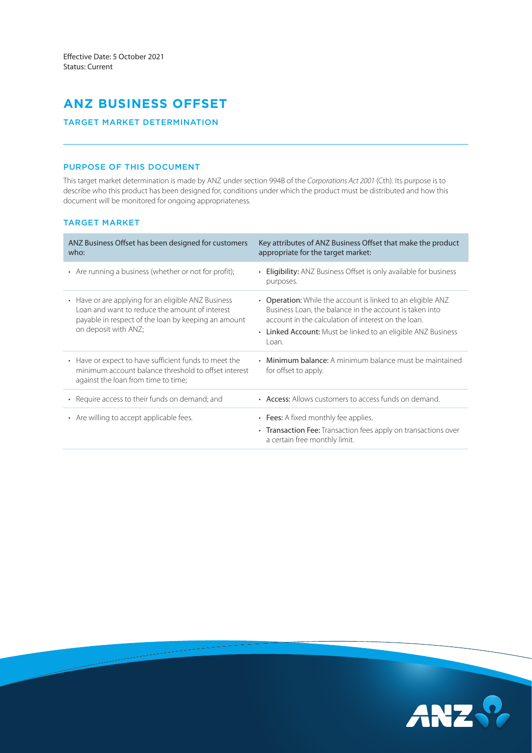Effective Date: 5 October 2021
Status: Current

# ANZ BUSINESS OFFSET

## TARGET MARKET DETERMINATION

### PURPOSE OF THIS DOCUMENT

This target market determination is made by ANZ under section 994B of the *Corporations Act 2001* (Cth). Its purpose is to describe who this product has been designed for, conditions under which the product must be distributed and how this document will be monitored for ongoing appropriateness.

### TARGET MARKET

| ANZ Business Offset has been designed for customers who: | Key attributes of ANZ Business Offset that make the product appropriate for the target market: |
|---|---|
| • Are running a business (whether or not for profit); | • **Eligibility:** ANZ Business Offset is only available for business purposes. |
| • Have or are applying for an eligible ANZ Business Loan and want to reduce the amount of interest payable in respect of the loan by keeping an amount on deposit with ANZ; | • **Operation:** While the account is linked to an eligible ANZ Business Loan, the balance in the account is taken into account in the calculation of interest on the loan.<br>• **Linked Account:** Must be linked to an eligible ANZ Business Loan. |
| • Have or expect to have sufficient funds to meet the minimum account balance threshold to offset interest against the loan from time to time; | • **Minimum balance:** A minimum balance must be maintained for offset to apply. |
| • Require access to their funds on demand; and | • **Access:** Allows customers to access funds on demand. |
| • Are willing to accept applicable fees. | • **Fees:** A fixed monthly fee applies.<br>• **Transaction Fee:** Transaction fees apply on transactions over a certain free monthly limit. |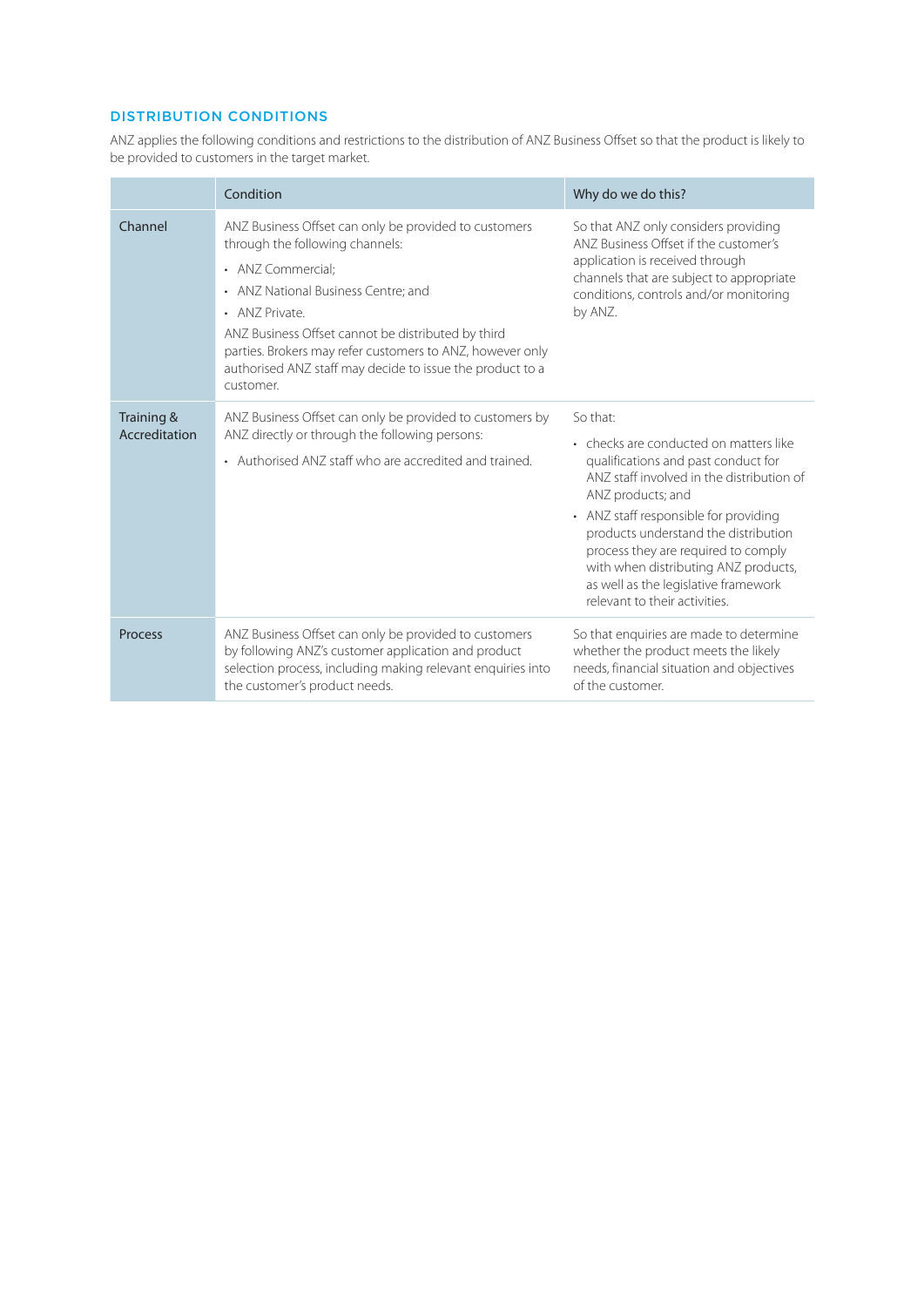## DISTRIBUTION CONDITIONS

ANZ applies the following conditions and restrictions to the distribution of ANZ Business Offset so that the product is likely to be provided to customers in the target market.

| | Condition | Why do we do this? |
|---|---|---|
| Channel | ANZ Business Offset can only be provided to customers through the following channels:<br>• ANZ Commercial;<br>• ANZ National Business Centre; and<br>• ANZ Private.<br>ANZ Business Offset cannot be distributed by third parties. Brokers may refer customers to ANZ, however only authorised ANZ staff may decide to issue the product to a customer. | So that ANZ only considers providing ANZ Business Offset if the customer's application is received through channels that are subject to appropriate conditions, controls and/or monitoring by ANZ. |
| Training & Accreditation | ANZ Business Offset can only be provided to customers by ANZ directly or through the following persons:<br>• Authorised ANZ staff who are accredited and trained. | So that:<br>• checks are conducted on matters like qualifications and past conduct for ANZ staff involved in the distribution of ANZ products; and<br>• ANZ staff responsible for providing products understand the distribution process they are required to comply with when distributing ANZ products, as well as the legislative framework relevant to their activities. |
| Process | ANZ Business Offset can only be provided to customers by following ANZ's customer application and product selection process, including making relevant enquiries into the customer's product needs. | So that enquiries are made to determine whether the product meets the likely needs, financial situation and objectives of the customer. |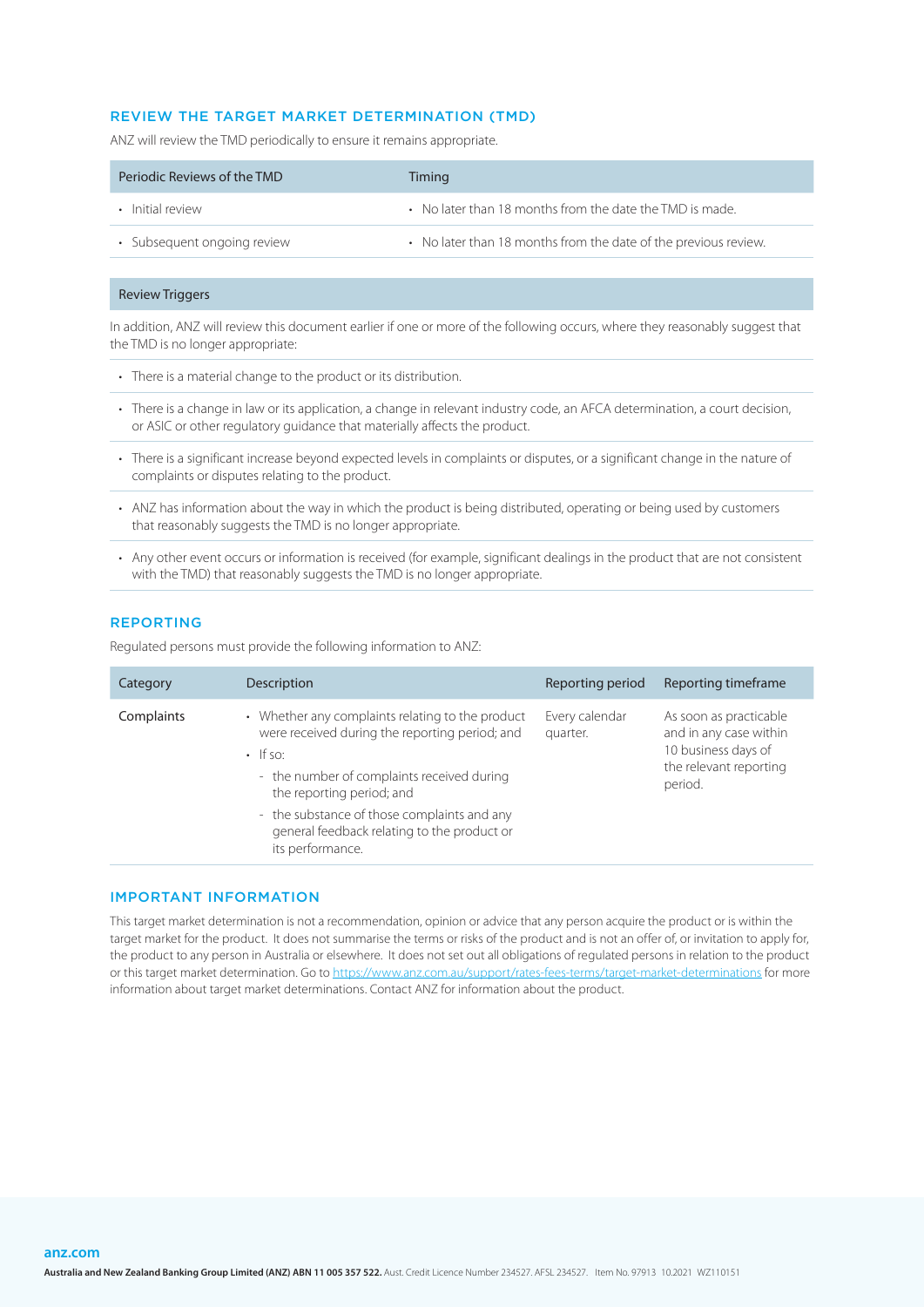## REVIEW THE TARGET MARKET DETERMINATION (TMD)

ANZ will review the TMD periodically to ensure it remains appropriate.

| Periodic Reviews of the TMD | Timing |
|---|---|
| • Initial review | • No later than 18 months from the date the TMD is made. |
| • Subsequent ongoing review | • No later than 18 months from the date of the previous review. |

**Review Triggers**

In addition, ANZ will review this document earlier if one or more of the following occurs, where they reasonably suggest that the TMD is no longer appropriate:

- There is a material change to the product or its distribution.
- There is a change in law or its application, a change in relevant industry code, an AFCA determination, a court decision, or ASIC or other regulatory guidance that materially affects the product.
- There is a significant increase beyond expected levels in complaints or disputes, or a significant change in the nature of complaints or disputes relating to the product.
- ANZ has information about the way in which the product is being distributed, operating or being used by customers that reasonably suggests the TMD is no longer appropriate.
- Any other event occurs or information is received (for example, significant dealings in the product that are not consistent with the TMD) that reasonably suggests the TMD is no longer appropriate.

## REPORTING

Regulated persons must provide the following information to ANZ:

| Category | Description | Reporting period | Reporting timeframe |
|---|---|---|---|
| Complaints | • Whether any complaints relating to the product were received during the reporting period; and<br>• If so:<br>- the number of complaints received during the reporting period; and<br>- the substance of those complaints and any general feedback relating to the product or its performance. | Every calendar quarter. | As soon as practicable and in any case within 10 business days of the relevant reporting period. |

## IMPORTANT INFORMATION

This target market determination is not a recommendation, opinion or advice that any person acquire the product or is within the target market for the product. It does not summarise the terms or risks of the product and is not an offer of, or invitation to apply for, the product to any person in Australia or elsewhere. It does not set out all obligations of regulated persons in relation to the product or this target market determination. Go to https://www.anz.com.au/support/rates-fees-terms/target-market-determinations for more information about target market determinations. Contact ANZ for information about the product.

anz.com

**Australia and New Zealand Banking Group Limited (ANZ) ABN 11 005 357 522.** Aust. Credit Licence Number 234527. AFSL 234527. Item No. 97913 10.2021 WZ110151